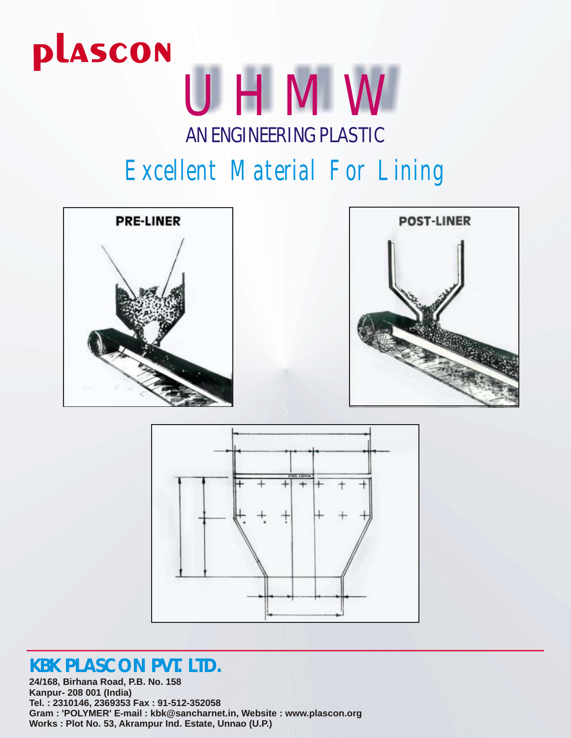# plascon

# U H M W

## AN ENGINEERING PLASTIC

## Excellent Material For Lining

PRE-LINER

POST-LINER

STEEL CAPPIN

## KBK PLASCON PVT. LTD.

**24/168, Birhana Road, P.B. No. 158**
**Kanpur- 208 001 (India)**
**Tel. : 2310146, 2369353 Fax : 91-512-352058**
**Gram : 'POLYMER' E-mail : kbk@sancharnet.in, Website : www.plascon.org**
**Works : Plot No. 53, Akrampur Ind. Estate, Unnao (U.P.)**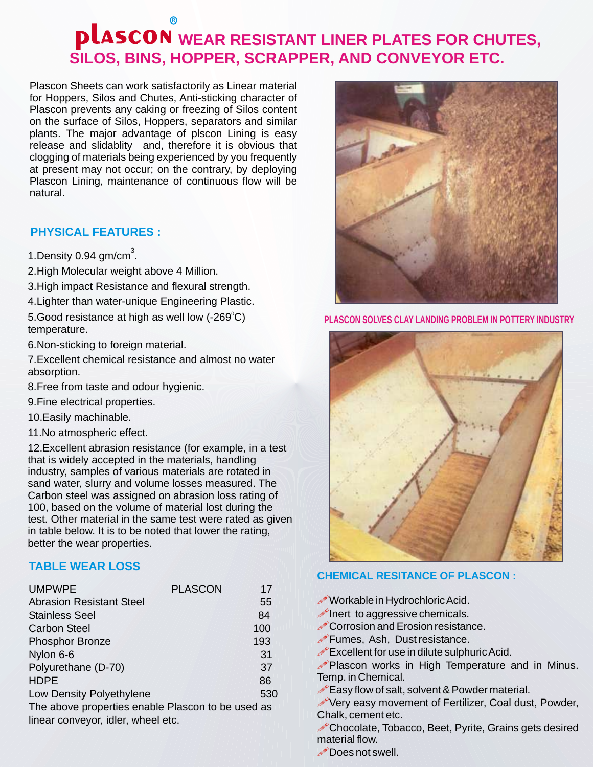# plascon® WEAR RESISTANT LINER PLATES FOR CHUTES, SILOS, BINS, HOPPER, SCRAPPER, AND CONVEYOR ETC.

Plascon Sheets can work satisfactorily as Linear material for Hoppers, Silos and Chutes, Anti-sticking character of Plascon prevents any caking or freezing of Silos content on the surface of Silos, Hoppers, separators and similar plants. The major advantage of plscon Lining is easy release and slidablity and, therefore it is obvious that clogging of materials being experienced by you frequently at present may not occur; on the contrary, by deploying Plascon Lining, maintenance of continuous flow will be natural.

## PHYSICAL FEATURES :

1. Density 0.94 gm/cm$^3$.
2. High Molecular weight above 4 Million.
3. High impact Resistance and flexural strength.
4. Lighter than water-unique Engineering Plastic.
5. Good resistance at high as well low (-269$^o$C) temperature.
6. Non-sticking to foreign material.
7. Excellent chemical resistance and almost no water absorption.
8. Free from taste and odour hygienic.
9. Fine electrical properties.
10. Easily machinable.
11. No atmospheric effect.
12. Excellent abrasion resistance (for example, in a test that is widely accepted in the materials, handling industry, samples of various materials are rotated in sand water, slurry and volume losses measured. The Carbon steel was assigned on abrasion loss rating of 100, based on the volume of material lost during the test. Other material in the same test were rated as given in table below. It is to be noted that lower the rating, better the wear properties.

## TABLE WEAR LOSS

| Material | | Rating |
|---|---|---|
| UMPWPE | PLASCON | 17 |
| Abrasion Resistant Steel | | 55 |
| Stainless Seel | | 84 |
| Carbon Steel | | 100 |
| Phosphor Bronze | | 193 |
| Nylon 6-6 | | 31 |
| Polyurethane (D-70) | | 37 |
| HDPE | | 86 |
| Low Density Polyethylene | | 530 |

The above properties enable Plascon to be used as linear conveyor, idler, wheel etc.

PLASCON SOLVES CLAY LANDING PROBLEM IN POTTERY INDUSTRY

## CHEMICAL RESITANCE OF PLASCON :

- Workable in Hydrochloric Acid.
- Inert to aggressive chemicals.
- Corrosion and Erosion resistance.
- Fumes, Ash, Dust resistance.
- Excellent for use in dilute sulphuric Acid.
- Plascon works in High Temperature and in Minus. Temp. in Chemical.
- Easy flow of salt, solvent & Powder material.
- Very easy movement of Fertilizer, Coal dust, Powder, Chalk, cement etc.
- Chocolate, Tobacco, Beet, Pyrite, Grains gets desired material flow.
- Does not swell.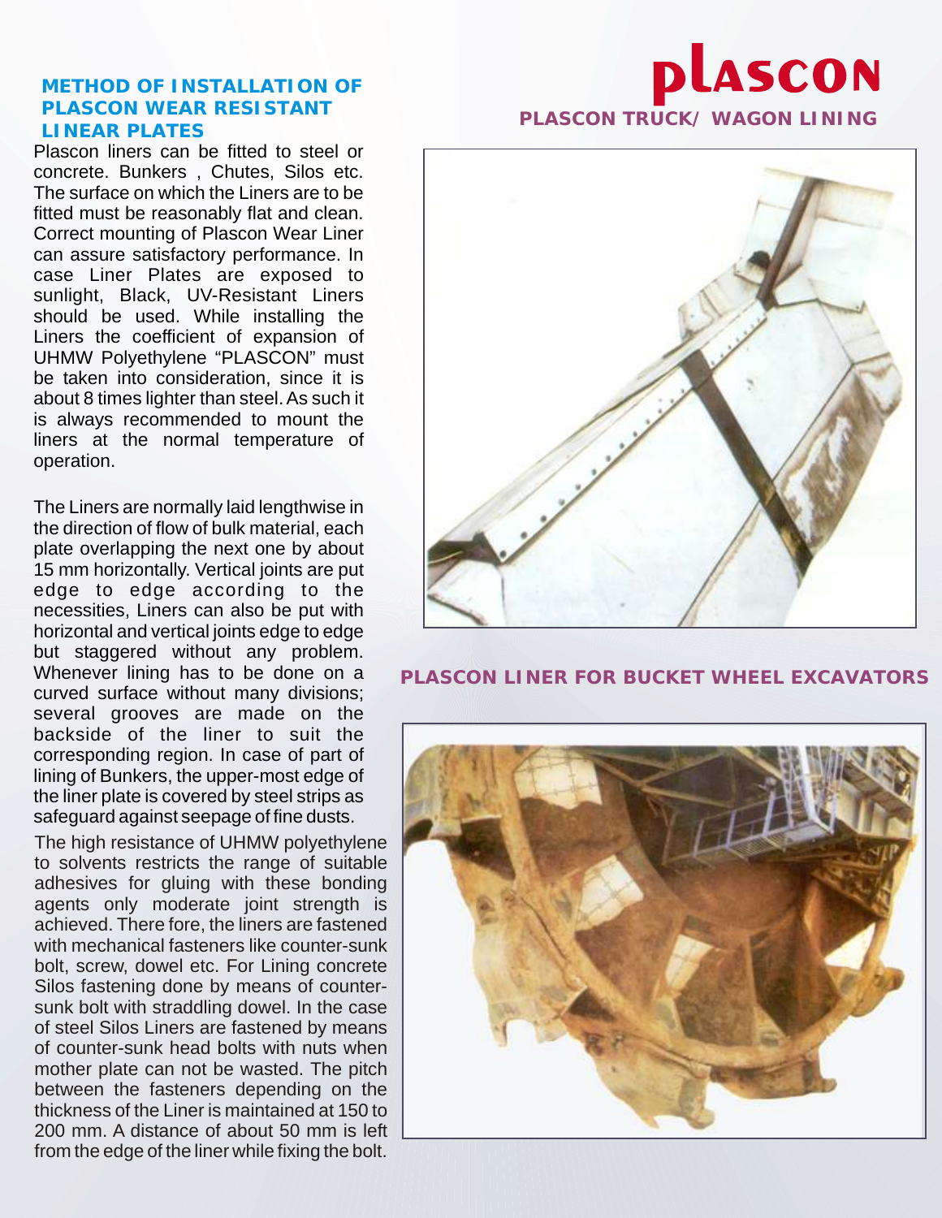## METHOD OF INSTALLATION OF PLASCON WEAR RESISTANT LINEAR PLATES

Plascon liners can be fitted to steel or concrete. Bunkers , Chutes, Silos etc. The surface on which the Liners are to be fitted must be reasonably flat and clean. Correct mounting of Plascon Wear Liner can assure satisfactory performance. In case Liner Plates are exposed to sunlight, Black, UV-Resistant Liners should be used. While installing the Liners the coefficient of expansion of UHMW Polyethylene "PLASCON" must be taken into consideration, since it is about 8 times lighter than steel. As such it is always recommended to mount the liners at the normal temperature of operation.

The Liners are normally laid lengthwise in the direction of flow of bulk material, each plate overlapping the next one by about 15 mm horizontally. Vertical joints are put edge to edge according to the necessities, Liners can also be put with horizontal and vertical joints edge to edge but staggered without any problem. Whenever lining has to be done on a curved surface without many divisions; several grooves are made on the backside of the liner to suit the corresponding region. In case of part of lining of Bunkers, the upper-most edge of the liner plate is covered by steel strips as safeguard against seepage of fine dusts.

The high resistance of UHMW polyethylene to solvents restricts the range of suitable adhesives for gluing with these bonding agents only moderate joint strength is achieved. There fore, the liners are fastened with mechanical fasteners like counter-sunk bolt, screw, dowel etc. For Lining concrete Silos fastening done by means of counter-sunk bolt with straddling dowel. In the case of steel Silos Liners are fastened by means of counter-sunk head bolts with nuts when mother plate can not be wasted. The pitch between the fasteners depending on the thickness of the Liner is maintained at 150 to 200 mm. A distance of about 50 mm is left from the edge of the liner while fixing the bolt.

# plascon

## PLASCON TRUCK/ WAGON LINING

## PLASCON LINER FOR BUCKET WHEEL EXCAVATORS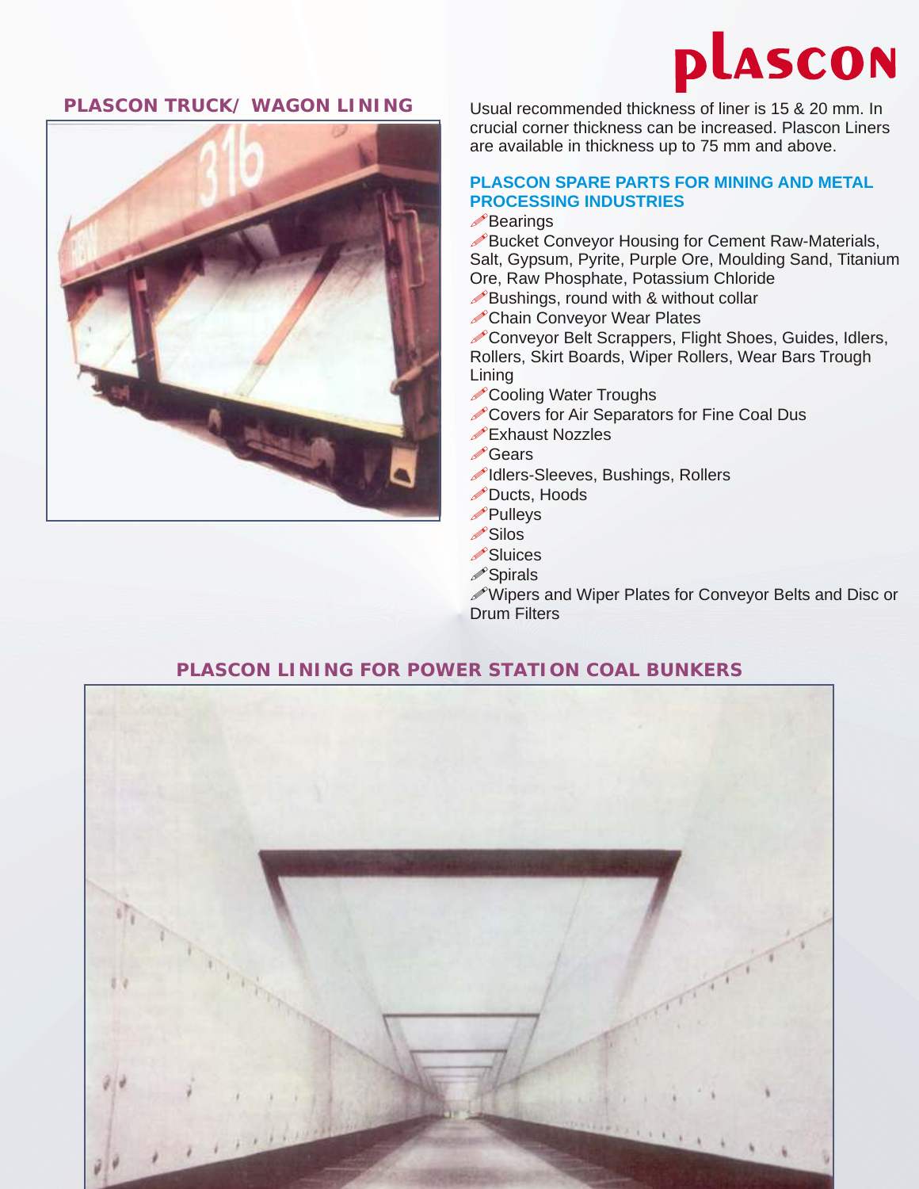plascon

## PLASCON TRUCK/ WAGON LINING

Usual recommended thickness of liner is 15 & 20 mm. In crucial corner thickness can be increased. Plascon Liners are available in thickness up to 75 mm and above.

### PLASCON SPARE PARTS FOR MINING AND METAL PROCESSING INDUSTRIES

- Bearings
- Bucket Conveyor Housing for Cement Raw-Materials, Salt, Gypsum, Pyrite, Purple Ore, Moulding Sand, Titanium Ore, Raw Phosphate, Potassium Chloride
- Bushings, round with & without collar
- Chain Conveyor Wear Plates
- Conveyor Belt Scrappers, Flight Shoes, Guides, Idlers, Rollers, Skirt Boards, Wiper Rollers, Wear Bars Trough Lining
- Cooling Water Troughs
- Covers for Air Separators for Fine Coal Dus
- Exhaust Nozzles
- Gears
- Idlers-Sleeves, Bushings, Rollers
- Ducts, Hoods
- Pulleys
- Silos
- Sluices
- Spirals
- Wipers and Wiper Plates for Conveyor Belts and Disc or Drum Filters

## PLASCON LINING FOR POWER STATION COAL BUNKERS